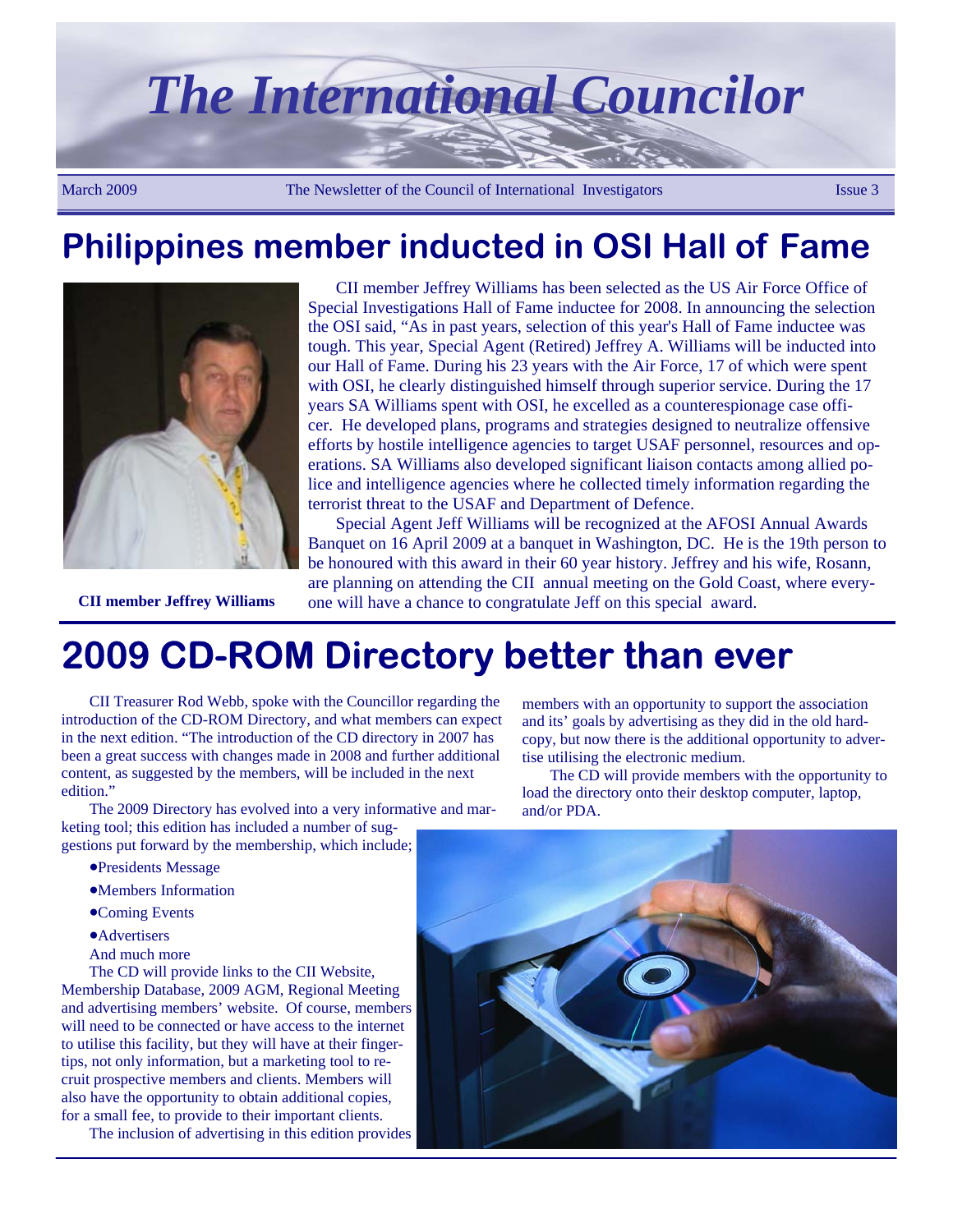# The International Councilor

March 2009 The Newsletter of the Council of International Investigators Issue 3

## Philippines member inducted in OSI Hall of Fame

**CII member Jeffrey Williams**

CII member Jeffrey Williams has been selected as the US Air Force Office of Special Investigations Hall of Fame inductee for 2008. In announcing the selection the OSI said, "As in past years, selection of this year's Hall of Fame inductee was tough. This year, Special Agent (Retired) Jeffrey A. Williams will be inducted into our Hall of Fame. During his 23 years with the Air Force, 17 of which were spent with OSI, he clearly distinguished himself through superior service. During the 17 years SA Williams spent with OSI, he excelled as a counterespionage case officer. He developed plans, programs and strategies designed to neutralize offensive efforts by hostile intelligence agencies to target USAF personnel, resources and operations. SA Williams also developed significant liaison contacts among allied police and intelligence agencies where he collected timely information regarding the terrorist threat to the USAF and Department of Defence.

Special Agent Jeff Williams will be recognized at the AFOSI Annual Awards Banquet on 16 April 2009 at a banquet in Washington, DC. He is the 19th person to be honoured with this award in their 60 year history. Jeffrey and his wife, Rosann, are planning on attending the CII annual meeting on the Gold Coast, where everyone will have a chance to congratulate Jeff on this special award.

## 2009 CD-ROM Directory better than ever

CII Treasurer Rod Webb, spoke with the Councillor regarding the introduction of the CD-ROM Directory, and what members can expect in the next edition. "The introduction of the CD directory in 2007 has been a great success with changes made in 2008 and further additional content, as suggested by the members, will be included in the next edition."

The 2009 Directory has evolved into a very informative and marketing tool; this edition has included a number of suggestions put forward by the membership, which include;

- Presidents Message
- Members Information
- Coming Events
- Advertisers

And much more

The CD will provide links to the CII Website, Membership Database, 2009 AGM, Regional Meeting and advertising members' website. Of course, members will need to be connected or have access to the internet to utilise this facility, but they will have at their fingertips, not only information, but a marketing tool to recruit prospective members and clients. Members will also have the opportunity to obtain additional copies, for a small fee, to provide to their important clients.

The inclusion of advertising in this edition provides members with an opportunity to support the association and its' goals by advertising as they did in the old hardcopy, but now there is the additional opportunity to advertise utilising the electronic medium.

The CD will provide members with the opportunity to load the directory onto their desktop computer, laptop, and/or PDA.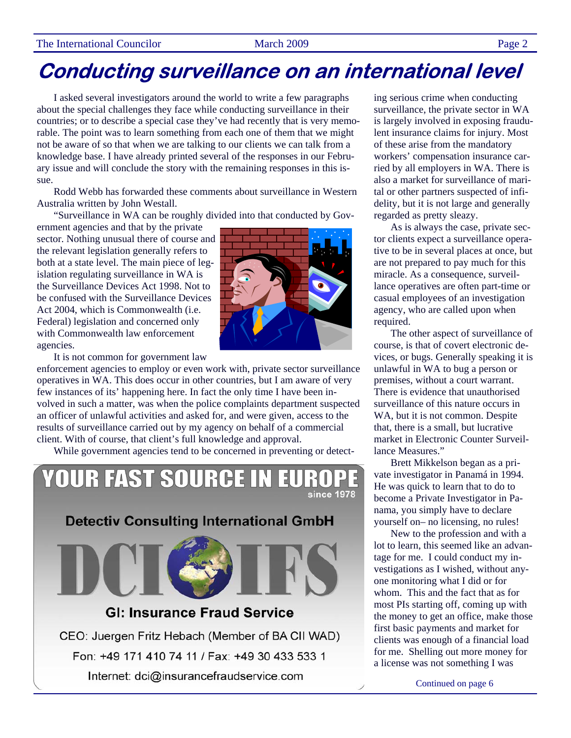# Conducting surveillance on an international level

I asked several investigators around the world to write a few paragraphs about the special challenges they face while conducting surveillance in their countries; or to describe a special case they've had recently that is very memorable. The point was to learn something from each one of them that we might not be aware of so that when we are talking to our clients we can talk from a knowledge base. I have already printed several of the responses in our February issue and will conclude the story with the remaining responses in this issue.

Rodd Webb has forwarded these comments about surveillance in Western Australia written by John Westall.

"Surveillance in WA can be roughly divided into that conducted by Government agencies and that by the private sector. Nothing unusual there of course and the relevant legislation generally refers to both at a state level. The main piece of legislation regulating surveillance in WA is the Surveillance Devices Act 1998. Not to be confused with the Surveillance Devices Act 2004, which is Commonwealth (i.e. Federal) legislation and concerned only with Commonwealth law enforcement agencies.

It is not common for government law enforcement agencies to employ or even work with, private sector surveillance operatives in WA. This does occur in other countries, but I am aware of very few instances of its' happening here. In fact the only time I have been involved in such a matter, was when the police complaints department suspected an officer of unlawful activities and asked for, and were given, access to the results of surveillance carried out by my agency on behalf of a commercial client. With of course, that client's full knowledge and approval.

While government agencies tend to be concerned in preventing or detecting serious crime when conducting surveillance, the private sector in WA is largely involved in exposing fraudulent insurance claims for injury. Most of these arise from the mandatory workers' compensation insurance carried by all employers in WA. There is also a market for surveillance of marital or other partners suspected of infidelity, but it is not large and generally regarded as pretty sleazy.

As is always the case, private sector clients expect a surveillance operative to be in several places at once, but are not prepared to pay much for this miracle. As a consequence, surveillance operatives are often part-time or casual employees of an investigation agency, who are called upon when required.

The other aspect of surveillance of course, is that of covert electronic devices, or bugs. Generally speaking it is unlawful in WA to bug a person or premises, without a court warrant. There is evidence that unauthorised surveillance of this nature occurs in WA, but it is not common. Despite that, there is a small, but lucrative market in Electronic Counter Surveillance Measures."

Brett Mikkelson began as a private investigator in Panamá in 1994. He was quick to learn that to do to become a Private Investigator in Panama, you simply have to declare yourself on– no licensing, no rules!

New to the profession and with a lot to learn, this seemed like an advantage for me. I could conduct my investigations as I wished, without anyone monitoring what I did or for whom. This and the fact that as for most PIs starting off, coming up with the money to get an office, make those first basic payments and market for clients was enough of a financial load for me. Shelling out more money for a license was not something I was

Continued on page 6

---

**YOUR FAST SOURCE IN EUROPE**
since 1978

**Detectiv Consulting International GmbH**

DCI IFS

**GI: Insurance Fraud Service**

CEO: Juergen Fritz Hebach (Member of BA CII WAD)

Fon: +49 171 410 74 11 / Fax: +49 30 433 533 1

Internet: dci@insurancefraudservice.com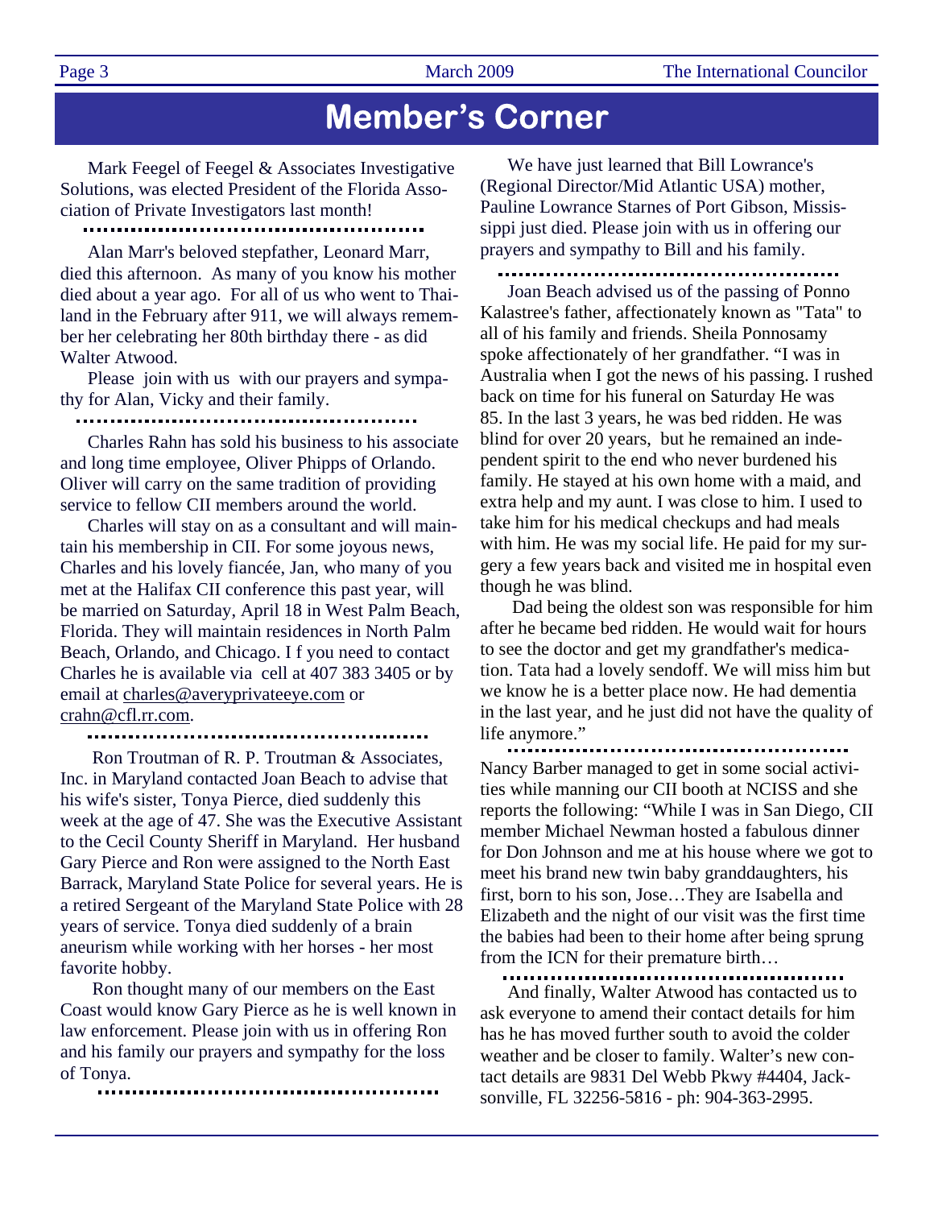# Member's Corner

Mark Feegel of Feegel & Associates Investigative Solutions, was elected President of the Florida Association of Private Investigators last month!

---

Alan Marr's beloved stepfather, Leonard Marr, died this afternoon. As many of you know his mother died about a year ago. For all of us who went to Thailand in the February after 911, we will always remember her celebrating her 80th birthday there - as did Walter Atwood.

Please join with us with our prayers and sympathy for Alan, Vicky and their family.

---

Charles Rahn has sold his business to his associate and long time employee, Oliver Phipps of Orlando. Oliver will carry on the same tradition of providing service to fellow CII members around the world.

Charles will stay on as a consultant and will maintain his membership in CII. For some joyous news, Charles and his lovely fiancée, Jan, who many of you met at the Halifax CII conference this past year, will be married on Saturday, April 18 in West Palm Beach, Florida. They will maintain residences in North Palm Beach, Orlando, and Chicago. I f you need to contact Charles he is available via cell at 407 383 3405 or by email at charles@averyprivateeye.com or crahn@cfl.rr.com.

---

Ron Troutman of R. P. Troutman & Associates, Inc. in Maryland contacted Joan Beach to advise that his wife's sister, Tonya Pierce, died suddenly this week at the age of 47. She was the Executive Assistant to the Cecil County Sheriff in Maryland. Her husband Gary Pierce and Ron were assigned to the North East Barrack, Maryland State Police for several years. He is a retired Sergeant of the Maryland State Police with 28 years of service. Tonya died suddenly of a brain aneurism while working with her horses - her most favorite hobby.

Ron thought many of our members on the East Coast would know Gary Pierce as he is well known in law enforcement. Please join with us in offering Ron and his family our prayers and sympathy for the loss of Tonya.

---

We have just learned that Bill Lowrance's (Regional Director/Mid Atlantic USA) mother, Pauline Lowrance Starnes of Port Gibson, Mississippi just died. Please join with us in offering our prayers and sympathy to Bill and his family.

---

Joan Beach advised us of the passing of Ponno Kalastree's father, affectionately known as "Tata" to all of his family and friends. Sheila Ponnosamy spoke affectionately of her grandfather. "I was in Australia when I got the news of his passing. I rushed back on time for his funeral on Saturday He was 85. In the last 3 years, he was bed ridden. He was blind for over 20 years, but he remained an independent spirit to the end who never burdened his family. He stayed at his own home with a maid, and extra help and my aunt. I was close to him. I used to take him for his medical checkups and had meals with him. He was my social life. He paid for my surgery a few years back and visited me in hospital even though he was blind.

Dad being the oldest son was responsible for him after he became bed ridden. He would wait for hours to see the doctor and get my grandfather's medication. Tata had a lovely sendoff. We will miss him but we know he is a better place now. He had dementia in the last year, and he just did not have the quality of life anymore."

---

Nancy Barber managed to get in some social activities while manning our CII booth at NCISS and she reports the following: "While I was in San Diego, CII member Michael Newman hosted a fabulous dinner for Don Johnson and me at his house where we got to meet his brand new twin baby granddaughters, his first, born to his son, Jose…They are Isabella and Elizabeth and the night of our visit was the first time the babies had been to their home after being sprung from the ICN for their premature birth…

---

And finally, Walter Atwood has contacted us to ask everyone to amend their contact details for him has he has moved further south to avoid the colder weather and be closer to family. Walter's new contact details are 9831 Del Webb Pkwy #4404, Jacksonville, FL 32256-5816 - ph: 904-363-2995.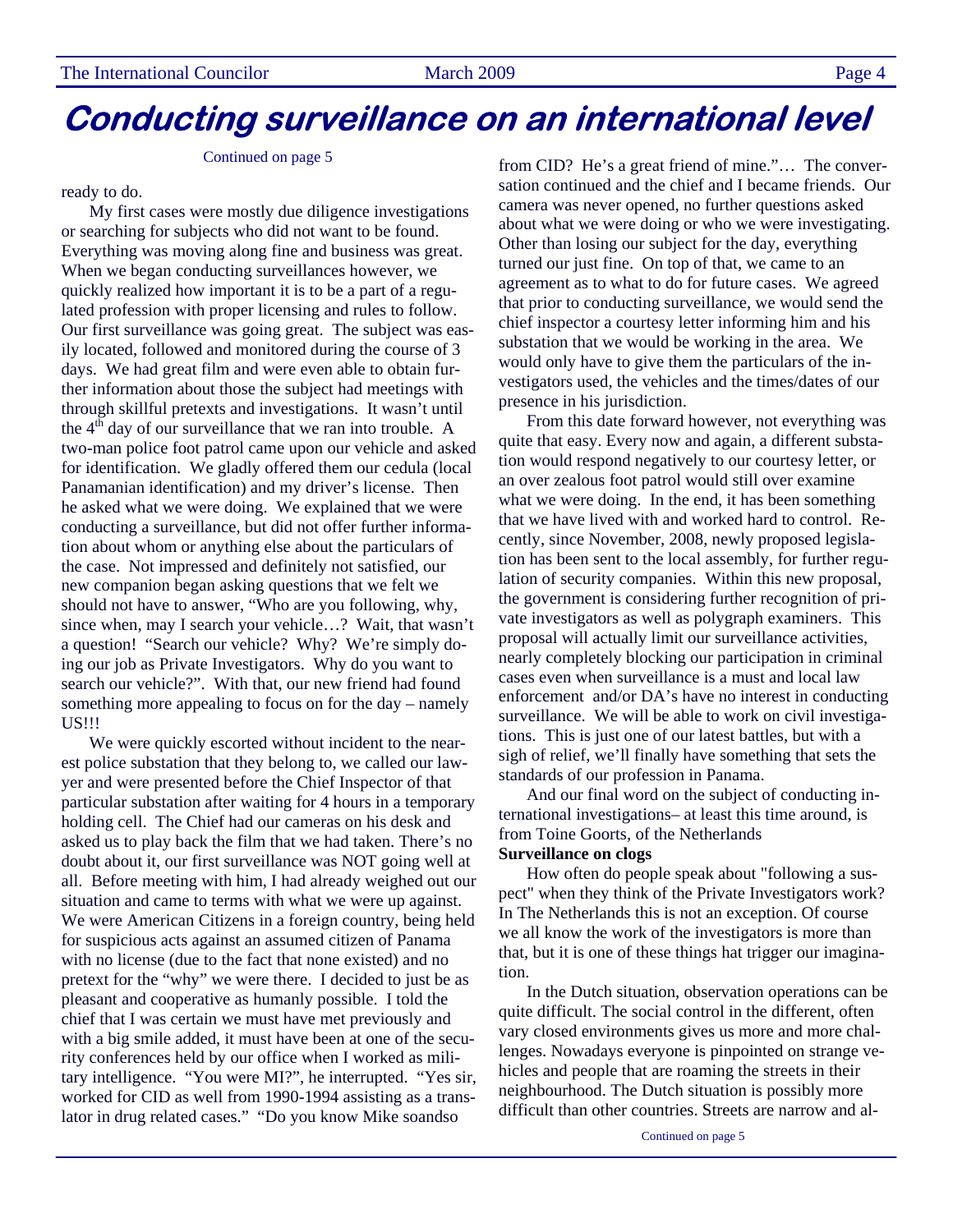# Conducting surveillance on an international level

Continued on page 5

ready to do.

My first cases were mostly due diligence investigations or searching for subjects who did not want to be found. Everything was moving along fine and business was great. When we began conducting surveillances however, we quickly realized how important it is to be a part of a regulated profession with proper licensing and rules to follow. Our first surveillance was going great. The subject was easily located, followed and monitored during the course of 3 days. We had great film and were even able to obtain further information about those the subject had meetings with through skillful pretexts and investigations. It wasn't until the 4th day of our surveillance that we ran into trouble. A two-man police foot patrol came upon our vehicle and asked for identification. We gladly offered them our cedula (local Panamanian identification) and my driver's license. Then he asked what we were doing. We explained that we were conducting a surveillance, but did not offer further information about whom or anything else about the particulars of the case. Not impressed and definitely not satisfied, our new companion began asking questions that we felt we should not have to answer, "Who are you following, why, since when, may I search your vehicle…? Wait, that wasn't a question! "Search our vehicle? Why? We're simply doing our job as Private Investigators. Why do you want to search our vehicle?". With that, our new friend had found something more appealing to focus on for the day – namely US!!!

We were quickly escorted without incident to the nearest police substation that they belong to, we called our lawyer and were presented before the Chief Inspector of that particular substation after waiting for 4 hours in a temporary holding cell. The Chief had our cameras on his desk and asked us to play back the film that we had taken. There's no doubt about it, our first surveillance was NOT going well at all. Before meeting with him, I had already weighed out our situation and came to terms with what we were up against. We were American Citizens in a foreign country, being held for suspicious acts against an assumed citizen of Panama with no license (due to the fact that none existed) and no pretext for the "why" we were there. I decided to just be as pleasant and cooperative as humanly possible. I told the chief that I was certain we must have met previously and with a big smile added, it must have been at one of the security conferences held by our office when I worked as military intelligence. "You were MI?", he interrupted. "Yes sir, worked for CID as well from 1990-1994 assisting as a translator in drug related cases." "Do you know Mike soandso from CID? He's a great friend of mine."… The conversation continued and the chief and I became friends. Our camera was never opened, no further questions asked about what we were doing or who we were investigating. Other than losing our subject for the day, everything turned our just fine. On top of that, we came to an agreement as to what to do for future cases. We agreed that prior to conducting surveillance, we would send the chief inspector a courtesy letter informing him and his substation that we would be working in the area. We would only have to give them the particulars of the investigators used, the vehicles and the times/dates of our presence in his jurisdiction.

From this date forward however, not everything was quite that easy. Every now and again, a different substation would respond negatively to our courtesy letter, or an over zealous foot patrol would still over examine what we were doing. In the end, it has been something that we have lived with and worked hard to control. Recently, since November, 2008, newly proposed legislation has been sent to the local assembly, for further regulation of security companies. Within this new proposal, the government is considering further recognition of private investigators as well as polygraph examiners. This proposal will actually limit our surveillance activities, nearly completely blocking our participation in criminal cases even when surveillance is a must and local law enforcement and/or DA's have no interest in conducting surveillance. We will be able to work on civil investigations. This is just one of our latest battles, but with a sigh of relief, we'll finally have something that sets the standards of our profession in Panama.

And our final word on the subject of conducting international investigations– at least this time around, is from Toine Goorts, of the Netherlands

**Surveillance on clogs**

How often do people speak about "following a suspect" when they think of the Private Investigators work? In The Netherlands this is not an exception. Of course we all know the work of the investigators is more than that, but it is one of these things hat trigger our imagination.

In the Dutch situation, observation operations can be quite difficult. The social control in the different, often vary closed environments gives us more and more challenges. Nowadays everyone is pinpointed on strange vehicles and people that are roaming the streets in their neighbourhood. The Dutch situation is possibly more difficult than other countries. Streets are narrow and al-

Continued on page 5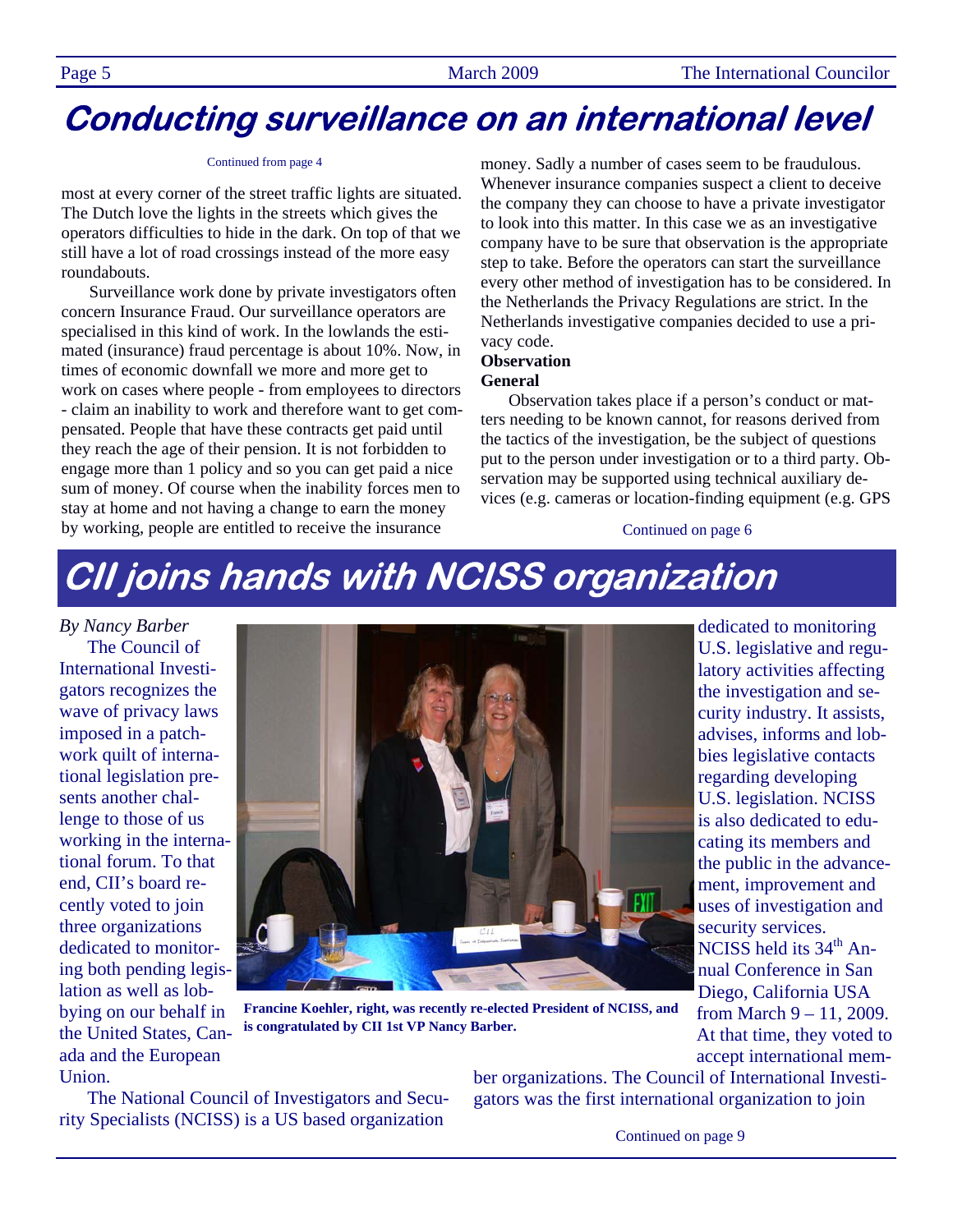# Conducting surveillance on an international level

Continued from page 4

most at every corner of the street traffic lights are situated. The Dutch love the lights in the streets which gives the operators difficulties to hide in the dark. On top of that we still have a lot of road crossings instead of the more easy roundabouts.

Surveillance work done by private investigators often concern Insurance Fraud. Our surveillance operators are specialised in this kind of work. In the lowlands the estimated (insurance) fraud percentage is about 10%. Now, in times of economic downfall we more and more get to work on cases where people - from employees to directors - claim an inability to work and therefore want to get compensated. People that have these contracts get paid until they reach the age of their pension. It is not forbidden to engage more than 1 policy and so you can get paid a nice sum of money. Of course when the inability forces men to stay at home and not having a change to earn the money by working, people are entitled to receive the insurance money. Sadly a number of cases seem to be fraudulous. Whenever insurance companies suspect a client to deceive the company they can choose to have a private investigator to look into this matter. In this case we as an investigative company have to be sure that observation is the appropriate step to take. Before the operators can start the surveillance every other method of investigation has to be considered. In the Netherlands the Privacy Regulations are strict. In the Netherlands investigative companies decided to use a privacy code.

**Observation**

**General**

Observation takes place if a person's conduct or matters needing to be known cannot, for reasons derived from the tactics of the investigation, be the subject of questions put to the person under investigation or to a third party. Observation may be supported using technical auxiliary devices (e.g. cameras or location-finding equipment (e.g. GPS

Continued on page 6

# CII joins hands with NCISS organization

*By Nancy Barber*

The Council of International Investigators recognizes the wave of privacy laws imposed in a patchwork quilt of international legislation presents another challenge to those of us working in the international forum. To that end, CII's board recently voted to join three organizations dedicated to monitoring both pending legislation as well as lobbying on our behalf in the United States, Canada and the European Union.

**Francine Koehler, right, was recently re-elected President of NCISS, and is congratulated by CII 1st VP Nancy Barber.**

The National Council of Investigators and Security Specialists (NCISS) is a US based organization dedicated to monitoring U.S. legislative and regulatory activities affecting the investigation and security industry. It assists, advises, informs and lobbies legislative contacts regarding developing U.S. legislation. NCISS is also dedicated to educating its members and the public in the advancement, improvement and uses of investigation and security services. NCISS held its 34th Annual Conference in San Diego, California USA from March 9 – 11, 2009. At that time, they voted to accept international member organizations. The Council of International Investigators was the first international organization to join

Continued on page 9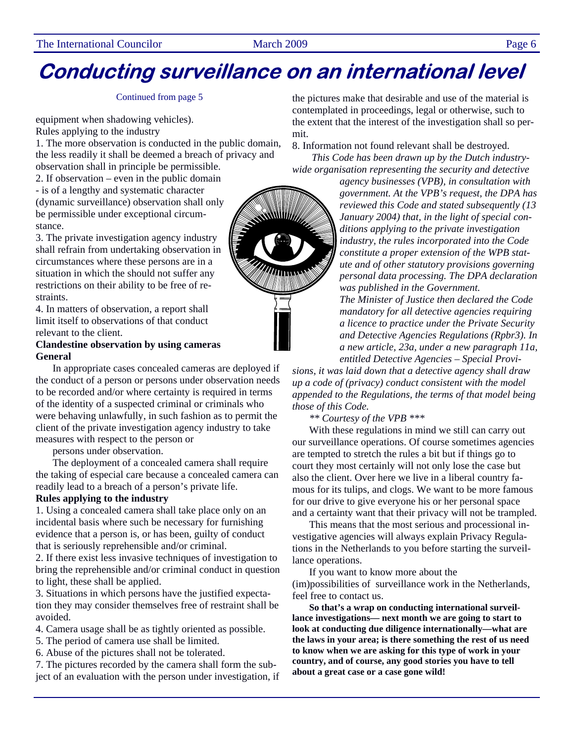# Conducting surveillance on an international level

Continued from page 5

equipment when shadowing vehicles).

Rules applying to the industry

1. The more observation is conducted in the public domain, the less readily it shall be deemed a breach of privacy and observation shall in principle be permissible.
2. If observation – even in the public domain - is of a lengthy and systematic character (dynamic surveillance) observation shall only be permissible under exceptional circumstance.
3. The private investigation agency industry shall refrain from undertaking observation in circumstances where these persons are in a situation in which the should not suffer any restrictions on their ability to be free of restraints.
4. In matters of observation, a report shall limit itself to observations of that conduct relevant to the client.

**Clandestine observation by using cameras**

**General**

In appropriate cases concealed cameras are deployed if the conduct of a person or persons under observation needs to be recorded and/or where certainty is required in terms of the identity of a suspected criminal or criminals who were behaving unlawfully, in such fashion as to permit the client of the private investigation agency industry to take measures with respect to the person or persons under observation.

The deployment of a concealed camera shall require the taking of especial care because a concealed camera can readily lead to a breach of a person's private life.

**Rules applying to the industry**

1. Using a concealed camera shall take place only on an incidental basis where such be necessary for furnishing evidence that a person is, or has been, guilty of conduct that is seriously reprehensible and/or criminal.
2. If there exist less invasive techniques of investigation to bring the reprehensible and/or criminal conduct in question to light, these shall be applied.
3. Situations in which persons have the justified expectation they may consider themselves free of restraint shall be avoided.
4. Camera usage shall be as tightly oriented as possible.
5. The period of camera use shall be limited.
6. Abuse of the pictures shall not be tolerated.
7. The pictures recorded by the camera shall form the subject of an evaluation with the person under investigation, if the pictures make that desirable and use of the material is contemplated in proceedings, legal or otherwise, such to the extent that the interest of the investigation shall so permit.
8. Information not found relevant shall be destroyed.

*This Code has been drawn up by the Dutch industry-wide organisation representing the security and detective agency businesses (VPB), in consultation with government. At the VPB's request, the DPA has reviewed this Code and stated subsequently (13 January 2004) that, in the light of special conditions applying to the private investigation industry, the rules incorporated into the Code constitute a proper extension of the WPB statute and of other statutory provisions governing personal data processing. The DPA declaration was published in the Government.*

*The Minister of Justice then declared the Code mandatory for all detective agencies requiring a licence to practice under the Private Security and Detective Agencies Regulations (Rpbr3). In a new article, 23a, under a new paragraph 11a, entitled Detective Agencies – Special Provisions, it was laid down that a detective agency shall draw up a code of (privacy) conduct consistent with the model appended to the Regulations, the terms of that model being those of this Code.*

*\*\* Courtesy of the VPB \*\*\**

With these regulations in mind we still can carry out our surveillance operations. Of course sometimes agencies are tempted to stretch the rules a bit but if things go to court they most certainly will not only lose the case but also the client. Over here we live in a liberal country famous for its tulips, and clogs. We want to be more famous for our drive to give everyone his or her personal space and a certainty want that their privacy will not be trampled.

This means that the most serious and processional investigative agencies will always explain Privacy Regulations in the Netherlands to you before starting the surveillance operations.

If you want to know more about the (im)possibilities of surveillance work in the Netherlands, feel free to contact us.

**So that's a wrap on conducting international surveillance investigations— next month we are going to start to look at conducting due diligence internationally—what are the laws in your area; is there something the rest of us need to know when we are asking for this type of work in your country, and of course, any good stories you have to tell about a great case or a case gone wild!**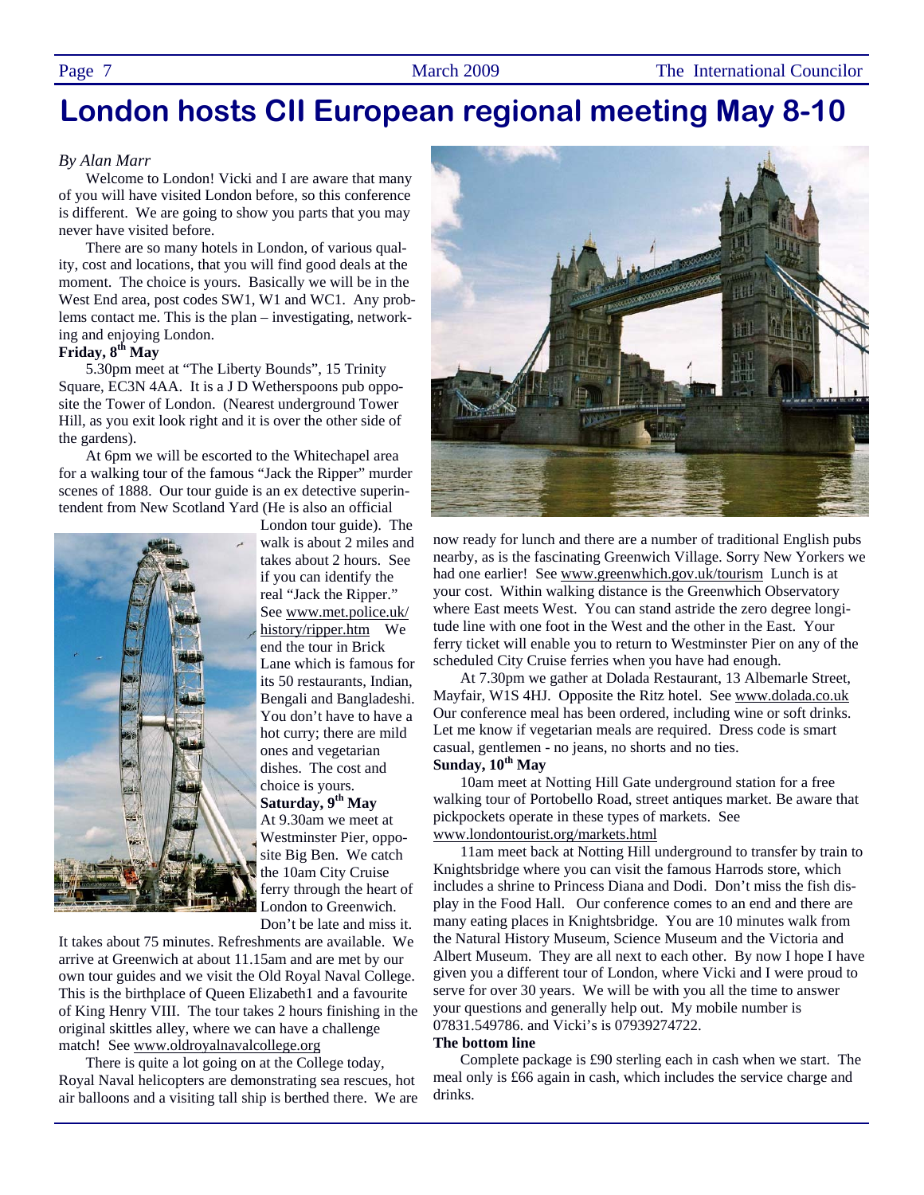# London hosts CII European regional meeting May 8-10

*By Alan Marr*

Welcome to London! Vicki and I are aware that many of you will have visited London before, so this conference is different. We are going to show you parts that you may never have visited before.

There are so many hotels in London, of various quality, cost and locations, that you will find good deals at the moment. The choice is yours. Basically we will be in the West End area, post codes SW1, W1 and WC1. Any problems contact me. This is the plan – investigating, networking and enjoying London.

**Friday, 8th May**

5.30pm meet at "The Liberty Bounds", 15 Trinity Square, EC3N 4AA. It is a J D Wetherspoons pub opposite the Tower of London. (Nearest underground Tower Hill, as you exit look right and it is over the other side of the gardens).

At 6pm we will be escorted to the Whitechapel area for a walking tour of the famous "Jack the Ripper" murder scenes of 1888. Our tour guide is an ex detective superintendent from New Scotland Yard (He is also an official London tour guide). The walk is about 2 miles and takes about 2 hours. See if you can identify the real "Jack the Ripper." See www.met.police.uk/history/ripper.htm We end the tour in Brick Lane which is famous for its 50 restaurants, Indian, Bengali and Bangladeshi. You don't have to have a hot curry; there are mild ones and vegetarian dishes. The cost and choice is yours.

**Saturday, 9th May**

At 9.30am we meet at Westminster Pier, opposite Big Ben. We catch the 10am City Cruise ferry through the heart of London to Greenwich. Don't be late and miss it. It takes about 75 minutes. Refreshments are available. We arrive at Greenwich at about 11.15am and are met by our own tour guides and we visit the Old Royal Naval College. This is the birthplace of Queen Elizabeth1 and a favourite of King Henry VIII. The tour takes 2 hours finishing in the original skittles alley, where we can have a challenge match! See www.oldroyalnavalcollege.org

There is quite a lot going on at the College today, Royal Naval helicopters are demonstrating sea rescues, hot air balloons and a visiting tall ship is berthed there. We are now ready for lunch and there are a number of traditional English pubs nearby, as is the fascinating Greenwich Village. Sorry New Yorkers we had one earlier! See www.greenwhich.gov.uk/tourism Lunch is at your cost. Within walking distance is the Greenwhich Observatory where East meets West. You can stand astride the zero degree longitude line with one foot in the West and the other in the East. Your ferry ticket will enable you to return to Westminster Pier on any of the scheduled City Cruise ferries when you have had enough.

At 7.30pm we gather at Dolada Restaurant, 13 Albemarle Street, Mayfair, W1S 4HJ. Opposite the Ritz hotel. See www.dolada.co.uk Our conference meal has been ordered, including wine or soft drinks. Let me know if vegetarian meals are required. Dress code is smart casual, gentlemen - no jeans, no shorts and no ties.

**Sunday, 10th May**

10am meet at Notting Hill Gate underground station for a free walking tour of Portobello Road, street antiques market. Be aware that pickpockets operate in these types of markets. See www.londontourist.org/markets.html

11am meet back at Notting Hill underground to transfer by train to Knightsbridge where you can visit the famous Harrods store, which includes a shrine to Princess Diana and Dodi. Don't miss the fish display in the Food Hall. Our conference comes to an end and there are many eating places in Knightsbridge. You are 10 minutes walk from the Natural History Museum, Science Museum and the Victoria and Albert Museum. They are all next to each other. By now I hope I have given you a different tour of London, where Vicki and I were proud to serve for over 30 years. We will be with you all the time to answer your questions and generally help out. My mobile number is 07831.549786. and Vicki's is 07939274722.

**The bottom line**

Complete package is £90 sterling each in cash when we start. The meal only is £66 again in cash, which includes the service charge and drinks.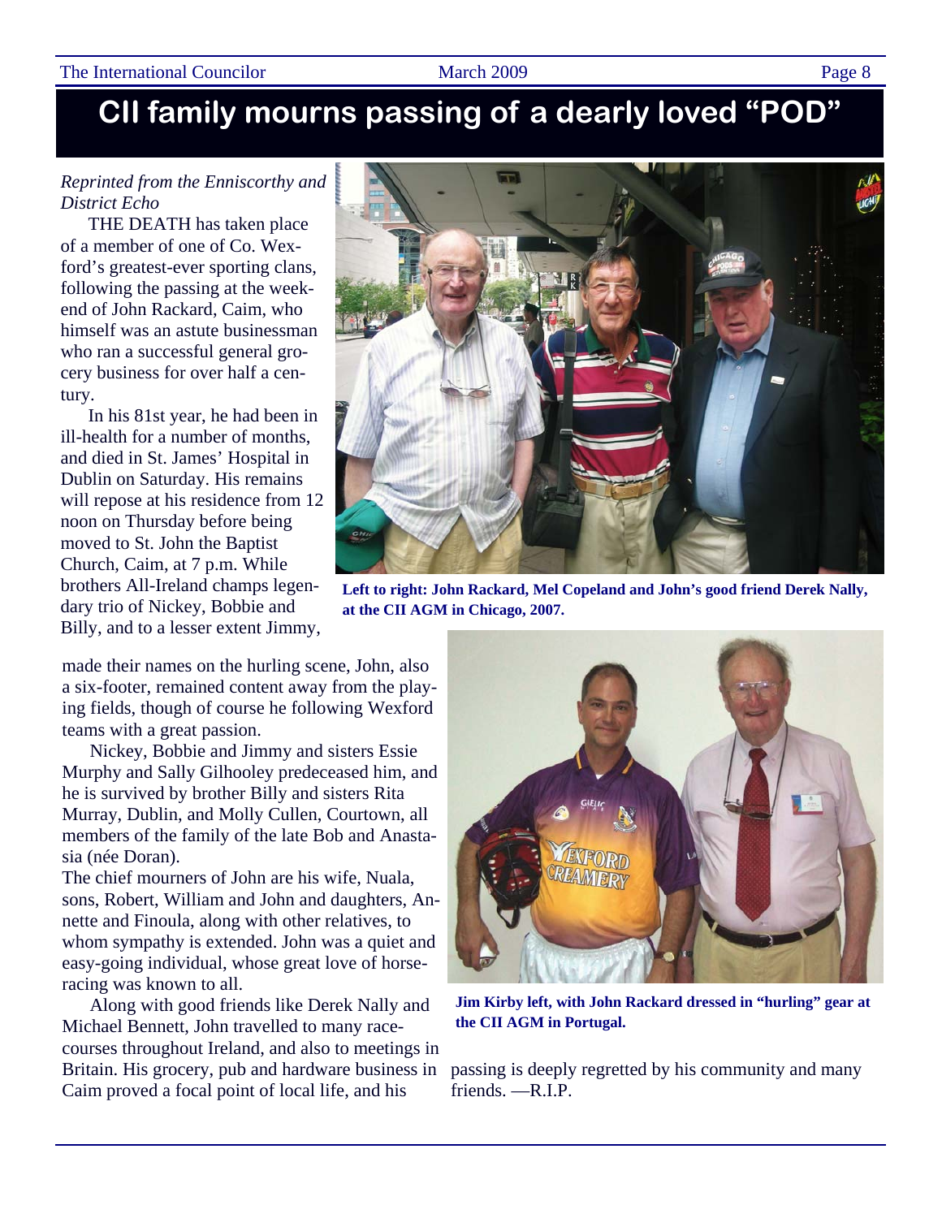# CII family mourns passing of a dearly loved "POD"

*Reprinted from the Enniscorthy and District Echo*

THE DEATH has taken place of a member of one of Co. Wexford's greatest-ever sporting clans, following the passing at the weekend of John Rackard, Caim, who himself was an astute businessman who ran a successful general grocery business for over half a century.

In his 81st year, he had been in ill-health for a number of months, and died in St. James' Hospital in Dublin on Saturday. His remains will repose at his residence from 12 noon on Thursday before being moved to St. John the Baptist Church, Caim, at 7 p.m. While brothers All-Ireland champs legendary trio of Nickey, Bobbie and Billy, and to a lesser extent Jimmy, made their names on the hurling scene, John, also a six-footer, remained content away from the playing fields, though of course he following Wexford teams with a great passion.

Nickey, Bobbie and Jimmy and sisters Essie Murphy and Sally Gilhooley predeceased him, and he is survived by brother Billy and sisters Rita Murray, Dublin, and Molly Cullen, Courtown, all members of the family of the late Bob and Anastasia (née Doran).

The chief mourners of John are his wife, Nuala, sons, Robert, William and John and daughters, Annette and Finoula, along with other relatives, to whom sympathy is extended. John was a quiet and easy-going individual, whose great love of horse-racing was known to all.

Along with good friends like Derek Nally and Michael Bennett, John travelled to many race-courses throughout Ireland, and also to meetings in Britain. His grocery, pub and hardware business in Caim proved a focal point of local life, and his passing is deeply regretted by his community and many friends. —R.I.P.

**Left to right: John Rackard, Mel Copeland and John's good friend Derek Nally, at the CII AGM in Chicago, 2007.**

**Jim Kirby left, with John Rackard dressed in "hurling" gear at the CII AGM in Portugal.**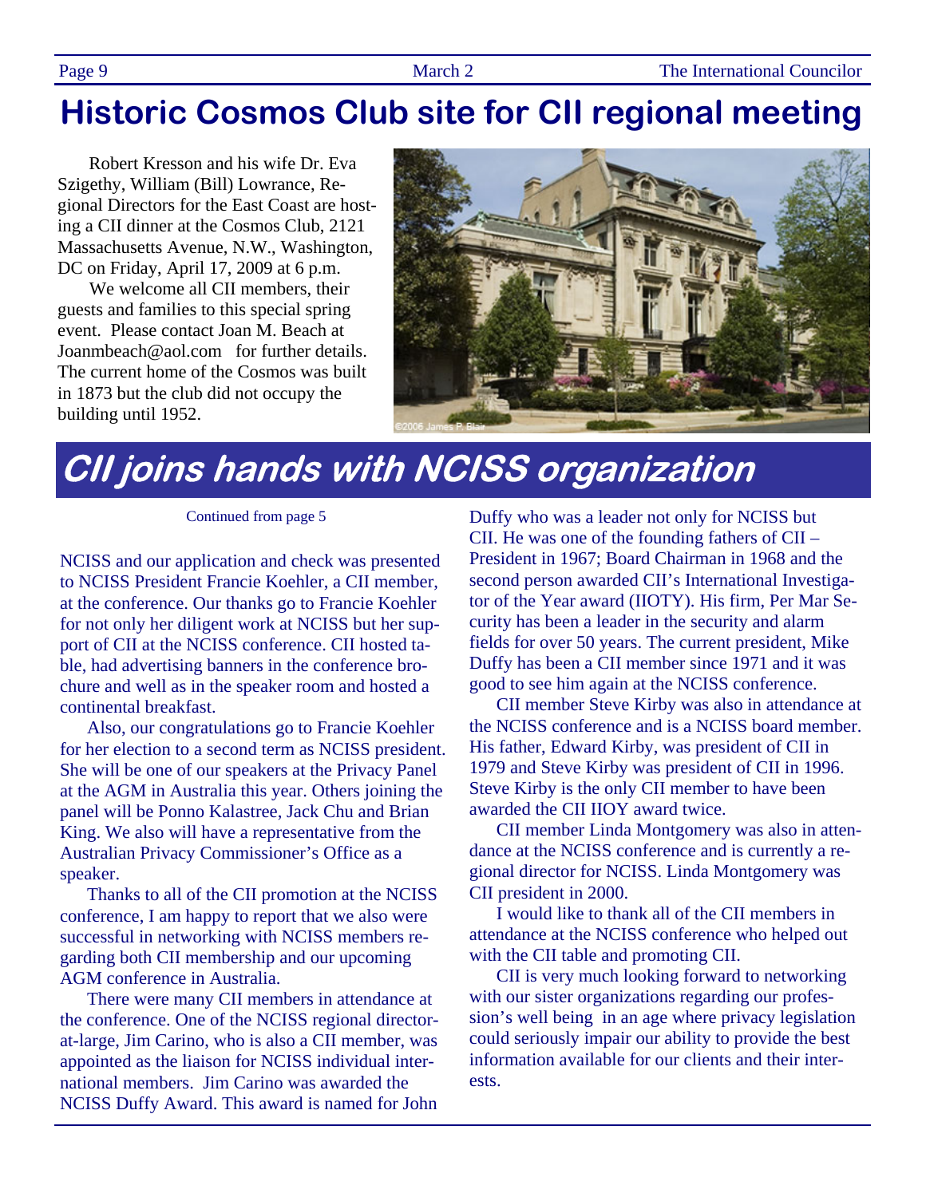# Historic Cosmos Club site for CII regional meeting

Robert Kresson and his wife Dr. Eva Szigethy, William (Bill) Lowrance, Regional Directors for the East Coast are hosting a CII dinner at the Cosmos Club, 2121 Massachusetts Avenue, N.W., Washington, DC on Friday, April 17, 2009 at 6 p.m.

We welcome all CII members, their guests and families to this special spring event. Please contact Joan M. Beach at Joanmbeach@aol.com for further details. The current home of the Cosmos was built in 1873 but the club did not occupy the building until 1952.

# CII joins hands with NCISS organization

Continued from page 5

NCISS and our application and check was presented to NCISS President Francie Koehler, a CII member, at the conference. Our thanks go to Francie Koehler for not only her diligent work at NCISS but her support of CII at the NCISS conference. CII hosted table, had advertising banners in the conference brochure and well as in the speaker room and hosted a continental breakfast.

Also, our congratulations go to Francie Koehler for her election to a second term as NCISS president. She will be one of our speakers at the Privacy Panel at the AGM in Australia this year. Others joining the panel will be Ponno Kalastree, Jack Chu and Brian King. We also will have a representative from the Australian Privacy Commissioner's Office as a speaker.

Thanks to all of the CII promotion at the NCISS conference, I am happy to report that we also were successful in networking with NCISS members regarding both CII membership and our upcoming AGM conference in Australia.

There were many CII members in attendance at the conference. One of the NCISS regional director-at-large, Jim Carino, who is also a CII member, was appointed as the liaison for NCISS individual international members. Jim Carino was awarded the NCISS Duffy Award. This award is named for John Duffy who was a leader not only for NCISS but CII. He was one of the founding fathers of CII – President in 1967; Board Chairman in 1968 and the second person awarded CII's International Investigator of the Year award (IIOTY). His firm, Per Mar Security has been a leader in the security and alarm fields for over 50 years. The current president, Mike Duffy has been a CII member since 1971 and it was good to see him again at the NCISS conference.

CII member Steve Kirby was also in attendance at the NCISS conference and is a NCISS board member. His father, Edward Kirby, was president of CII in 1979 and Steve Kirby was president of CII in 1996. Steve Kirby is the only CII member to have been awarded the CII IIOY award twice.

CII member Linda Montgomery was also in attendance at the NCISS conference and is currently a regional director for NCISS. Linda Montgomery was CII president in 2000.

I would like to thank all of the CII members in attendance at the NCISS conference who helped out with the CII table and promoting CII.

CII is very much looking forward to networking with our sister organizations regarding our profession's well being in an age where privacy legislation could seriously impair our ability to provide the best information available for our clients and their interests.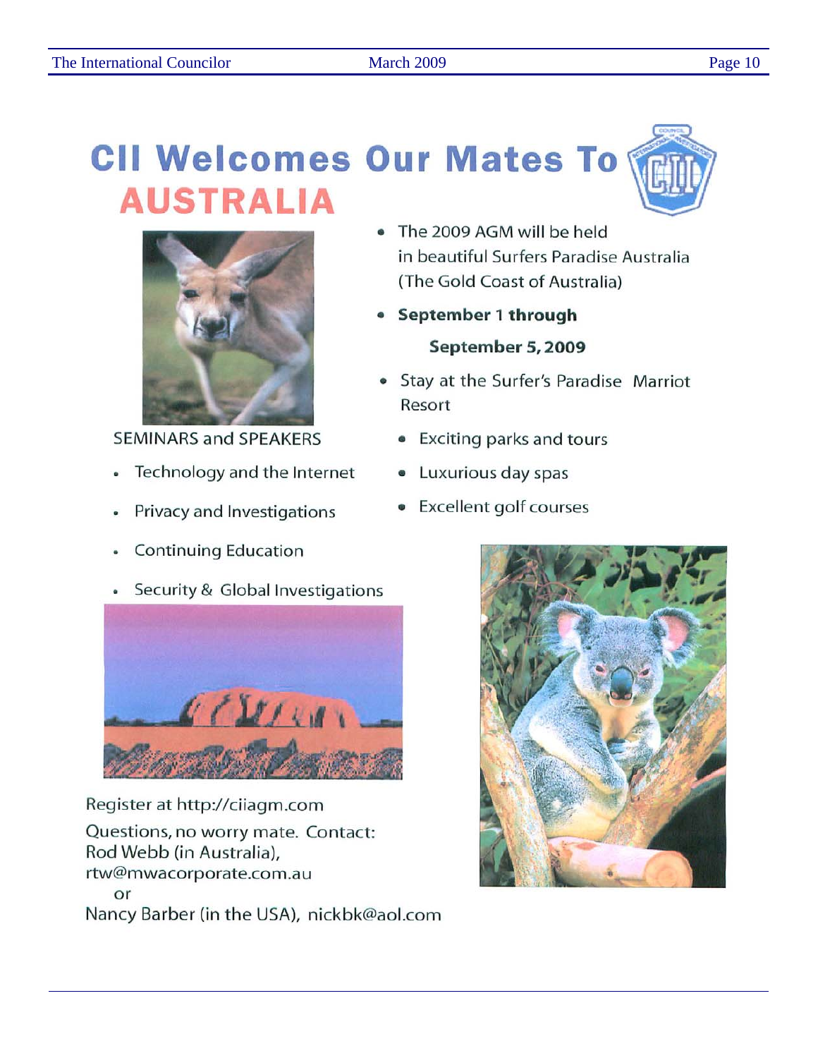# CII Welcomes Our Mates To AUSTRALIA

- The 2009 AGM will be held in beautiful Surfers Paradise Australia (The Gold Coast of Australia)
- **September 1 through September 5, 2009**
- Stay at the Surfer's Paradise Marriot Resort
  - Exciting parks and tours
  - Luxurious day spas
  - Excellent golf courses

SEMINARS and SPEAKERS

- Technology and the Internet
- Privacy and Investigations
- Continuing Education
- Security & Global Investigations

Register at http://ciiagm.com

Questions, no worry mate. Contact:
Rod Webb (in Australia),
rtw@mwacorporate.com.au
or
Nancy Barber (in the USA), nickbk@aol.com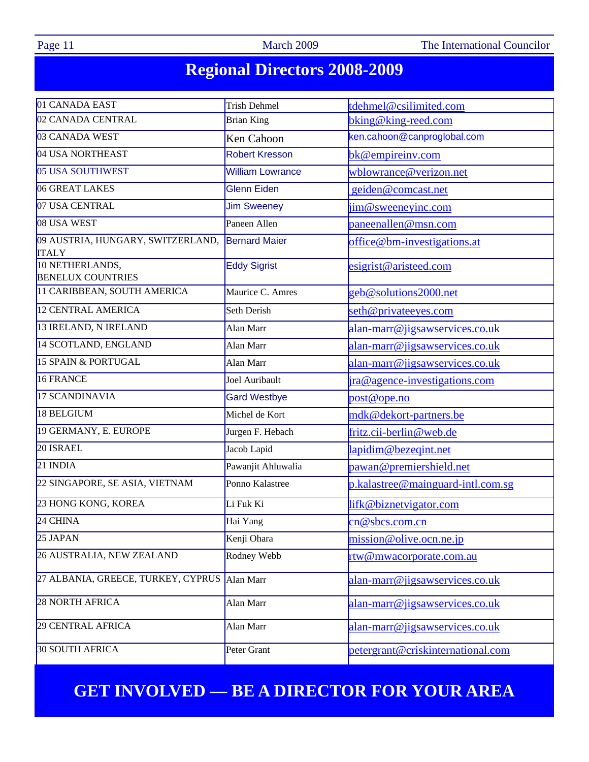# Regional Directors 2008-2009

| Region | Director | Email |
|---|---|---|
| 01 CANADA EAST | Trish Dehmel | tdehmel@csilimited.com |
| 02 CANADA CENTRAL | Brian King | bking@king-reed.com |
| 03 CANADA WEST | Ken Cahoon | ken.cahoon@canproglobal.com |
| 04 USA NORTHEAST | Robert Kresson | bk@empireinv.com |
| 05 USA SOUTHWEST | William Lowrance | wblowrance@verizon.net |
| 06 GREAT LAKES | Glenn Eiden | geiden@comcast.net |
| 07 USA CENTRAL | Jim Sweeney | jim@sweeneyinc.com |
| 08 USA WEST | Paneen Allen | paneenallen@msn.com |
| 09 AUSTRIA, HUNGARY, SWITZERLAND, ITALY | Bernard Maier | office@bm-investigations.at |
| 10 NETHERLANDS, BENELUX COUNTRIES | Eddy Sigrist | esigrist@aristeed.com |
| 11 CARIBBEAN, SOUTH AMERICA | Maurice C. Amres | geb@solutions2000.net |
| 12 CENTRAL AMERICA | Seth Derish | seth@privateeyes.com |
| 13 IRELAND, N IRELAND | Alan Marr | alan-marr@jigsawservices.co.uk |
| 14 SCOTLAND, ENGLAND | Alan Marr | alan-marr@jigsawservices.co.uk |
| 15 SPAIN & PORTUGAL | Alan Marr | alan-marr@jigsawservices.co.uk |
| 16 FRANCE | Joel Auribault | jra@agence-investigations.com |
| 17 SCANDINAVIA | Gard Westbye | post@ope.no |
| 18 BELGIUM | Michel de Kort | mdk@dekort-partners.be |
| 19 GERMANY, E. EUROPE | Jurgen F. Hebach | fritz.cii-berlin@web.de |
| 20 ISRAEL | Jacob Lapid | lapidim@bezeqint.net |
| 21 INDIA | Pawanjit Ahluwalia | pawan@premiershield.net |
| 22 SINGAPORE, SE ASIA, VIETNAM | Ponno Kalastree | p.kalastree@mainguard-intl.com.sg |
| 23 HONG KONG, KOREA | Li Fuk Ki | lifk@biznetvigator.com |
| 24 CHINA | Hai Yang | cn@sbcs.com.cn |
| 25 JAPAN | Kenji Ohara | mission@olive.ocn.ne.jp |
| 26 AUSTRALIA, NEW ZEALAND | Rodney Webb | rtw@mwacorporate.com.au |
| 27 ALBANIA, GREECE, TURKEY, CYPRUS | Alan Marr | alan-marr@jigsawservices.co.uk |
| 28 NORTH AFRICA | Alan Marr | alan-marr@jigsawservices.co.uk |
| 29 CENTRAL AFRICA | Alan Marr | alan-marr@jigsawservices.co.uk |
| 30 SOUTH AFRICA | Peter Grant | petergrant@criskinternational.com |

## GET INVOLVED — BE A DIRECTOR FOR YOUR AREA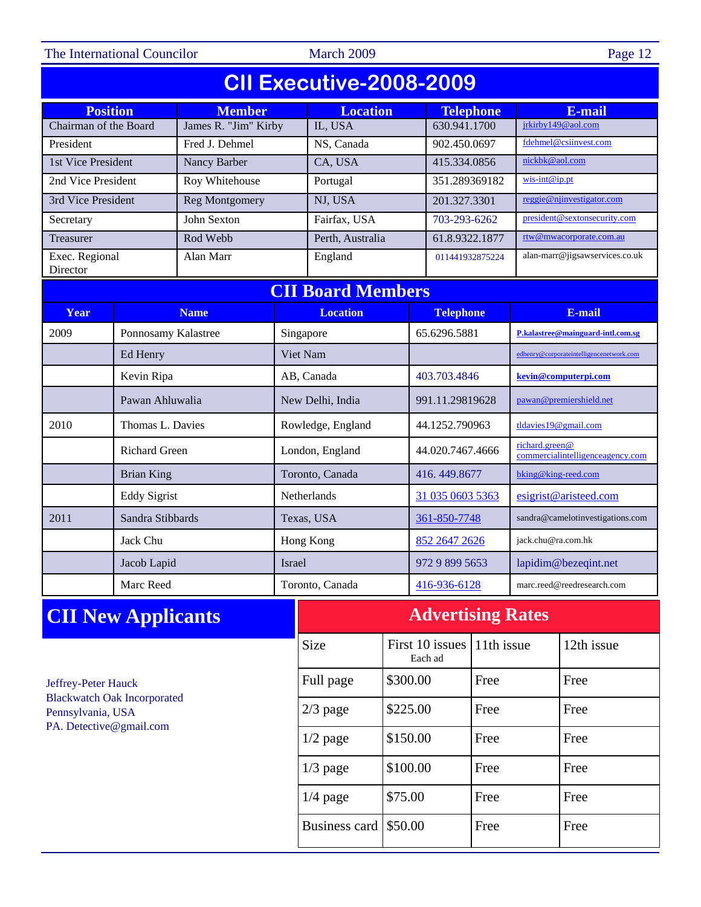# CII Executive-2008-2009

| Position | Member | Location | Telephone | E-mail |
|---|---|---|---|---|
| Chairman of the Board | James R. "Jim" Kirby | IL, USA | 630.941.1700 | jrkirby149@aol.com |
| President | Fred J. Dehmel | NS, Canada | 902.450.0697 | fdehmel@csiinvest.com |
| 1st Vice President | Nancy Barber | CA, USA | 415.334.0856 | nickbk@aol.com |
| 2nd Vice President | Roy Whitehouse | Portugal | 351.289369182 | wis-int@ip.pt |
| 3rd Vice President | Reg Montgomery | NJ, USA | 201.327.3301 | reggie@njinvestigator.com |
| Secretary | John Sexton | Fairfax, USA | 703-293-6262 | president@sextonsecurity.com |
| Treasurer | Rod Webb | Perth, Australia | 61.8.9322.1877 | rtw@mwacorporate.com.au |
| Exec. Regional Director | Alan Marr | England | 011441932875224 | alan-marr@jigsawservices.co.uk |

# CII Board Members

| Year | Name | Location | Telephone | E-mail |
|---|---|---|---|---|
| 2009 | Ponnosamy Kalastree | Singapore | 65.6296.5881 | **P.kalastree@mainguard-intl.com.sg** |
| | Ed Henry | Viet Nam | | edhenry@corporateintelligencenetwork.com |
| | Kevin Ripa | AB, Canada | 403.703.4846 | **kevin@computerpi.com** |
| | Pawan Ahluwalia | New Delhi, India | 991.11.29819628 | pawan@premiershield.net |
| 2010 | Thomas L. Davies | Rowledge, England | 44.1252.790963 | tldavies19@gmail.com |
| | Richard Green | London, England | 44.020.7467.4666 | richard.green@commercialintelligenceagency.com |
| | Brian King | Toronto, Canada | 416. 449.8677 | bking@king-reed.com |
| | Eddy Sigrist | Netherlands | 31 035 0603 5363 | esigrist@aristeed.com |
| 2011 | Sandra Stibbards | Texas, USA | 361-850-7748 | sandra@camelotinvestigations.com |
| | Jack Chu | Hong Kong | 852 2647 2626 | jack.chu@ra.com.hk |
| | Jacob Lapid | Israel | 972 9 899 5653 | lapidim@bezeqint.net |
| | Marc Reed | Toronto, Canada | 416-936-6128 | marc.reed@reedresearch.com |

# CII New Applicants

Jeffrey-Peter Hauck
Blackwatch Oak Incorporated
Pennsylvania, USA
PA. Detective@gmail.com

# Advertising Rates

| Size | First 10 issues Each ad | 11th issue | 12th issue |
|---|---|---|---|
| Full page | $300.00 | Free | Free |
| 2/3 page | $225.00 | Free | Free |
| 1/2 page | $150.00 | Free | Free |
| 1/3 page | $100.00 | Free | Free |
| 1/4 page | $75.00 | Free | Free |
| Business card | $50.00 | Free | Free |